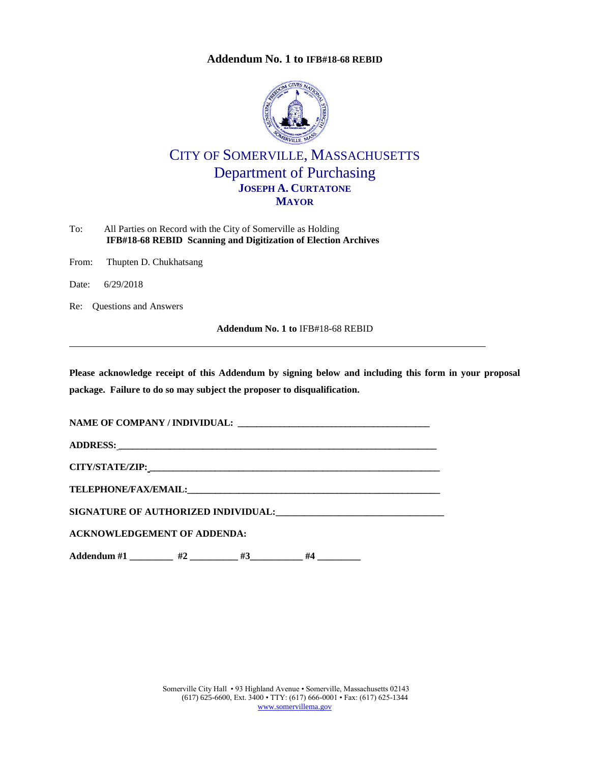# Addendum No. 1 to IFB#18-68 REBID

CITY OF SOMERVILLE, MASSACHUSETTS
Department of Purchasing
**JOSEPH A. CURTATONE**
**MAYOR**

To: All Parties on Record with the City of Somerville as Holding
**IFB#18-68 REBID Scanning and Digitization of Election Archives**

From: Thupten D. Chukhatsang

Date: 6/29/2018

Re: Questions and Answers

**Addendum No. 1 to** IFB#18-68 REBID

---

**Please acknowledge receipt of this Addendum by signing below and including this form in your proposal package. Failure to do so may subject the proposer to disqualification.**

**NAME OF COMPANY / INDIVIDUAL: ________________________________________**

**ADDRESS: ________________________________________________________________________**

**CITY/STATE/ZIP: ___________________________________________________________________**

**TELEPHONE/FAX/EMAIL: ______________________________________________________**

**SIGNATURE OF AUTHORIZED INDIVIDUAL: _________________________________**

**ACKNOWLEDGEMENT OF ADDENDA:**

**Addendum #1 _________ #2 __________ #3___________ #4 _________**

Somerville City Hall • 93 Highland Avenue • Somerville, Massachusetts 02143
(617) 625-6600, Ext. 3400 • TTY: (617) 666-0001 • Fax: (617) 625-1344
www.somervillema.gov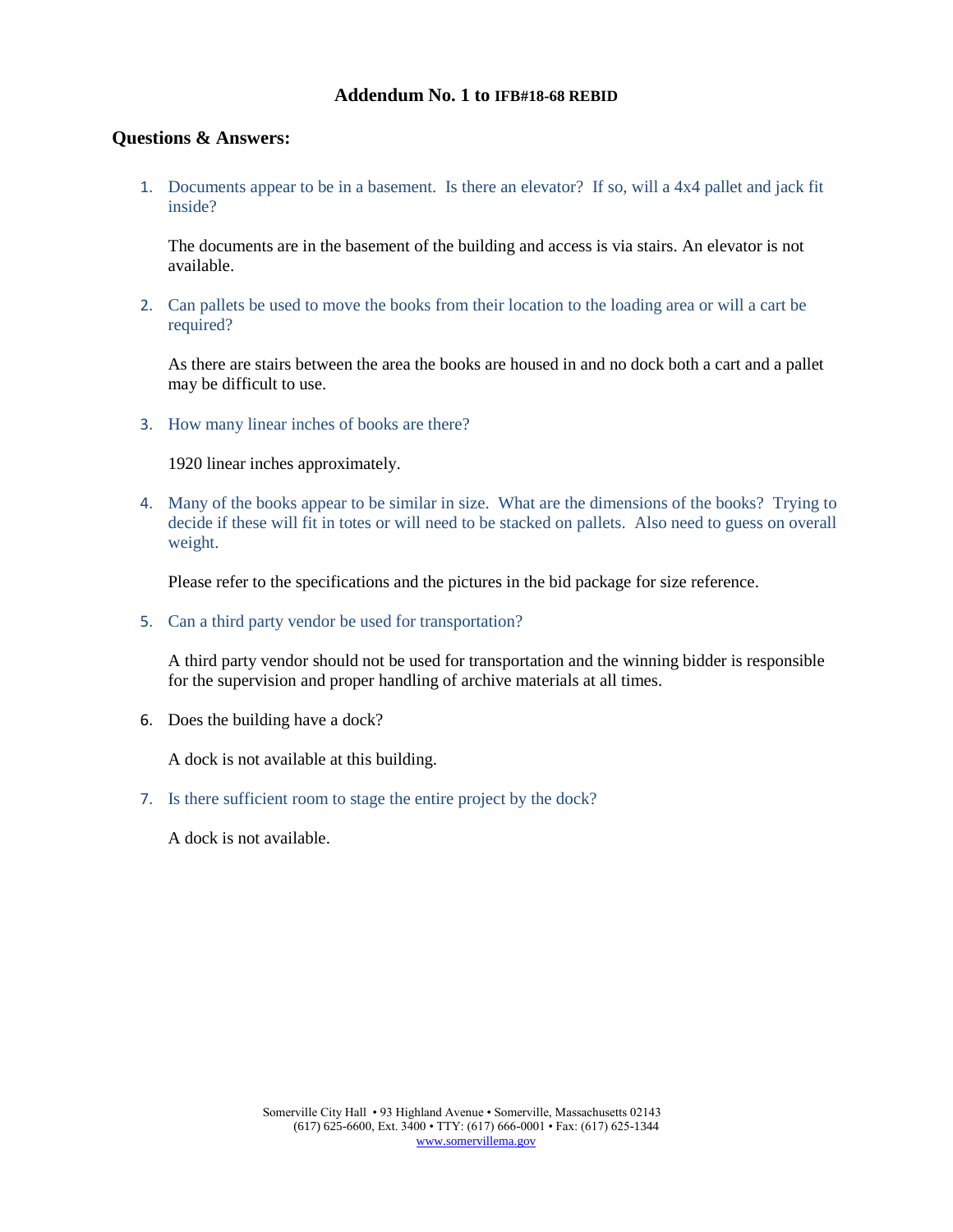## Addendum No. 1 to IFB#18-68 REBID

### Questions & Answers:

1. Documents appear to be in a basement. Is there an elevator? If so, will a 4x4 pallet and jack fit inside?

   The documents are in the basement of the building and access is via stairs. An elevator is not available.

2. Can pallets be used to move the books from their location to the loading area or will a cart be required?

   As there are stairs between the area the books are housed in and no dock both a cart and a pallet may be difficult to use.

3. How many linear inches of books are there?

   1920 linear inches approximately.

4. Many of the books appear to be similar in size. What are the dimensions of the books? Trying to decide if these will fit in totes or will need to be stacked on pallets. Also need to guess on overall weight.

   Please refer to the specifications and the pictures in the bid package for size reference.

5. Can a third party vendor be used for transportation?

   A third party vendor should not be used for transportation and the winning bidder is responsible for the supervision and proper handling of archive materials at all times.

6. Does the building have a dock?

   A dock is not available at this building.

7. Is there sufficient room to stage the entire project by the dock?

   A dock is not available.

Somerville City Hall • 93 Highland Avenue • Somerville, Massachusetts 02143
(617) 625-6600, Ext. 3400 • TTY: (617) 666-0001 • Fax: (617) 625-1344
www.somervillema.gov